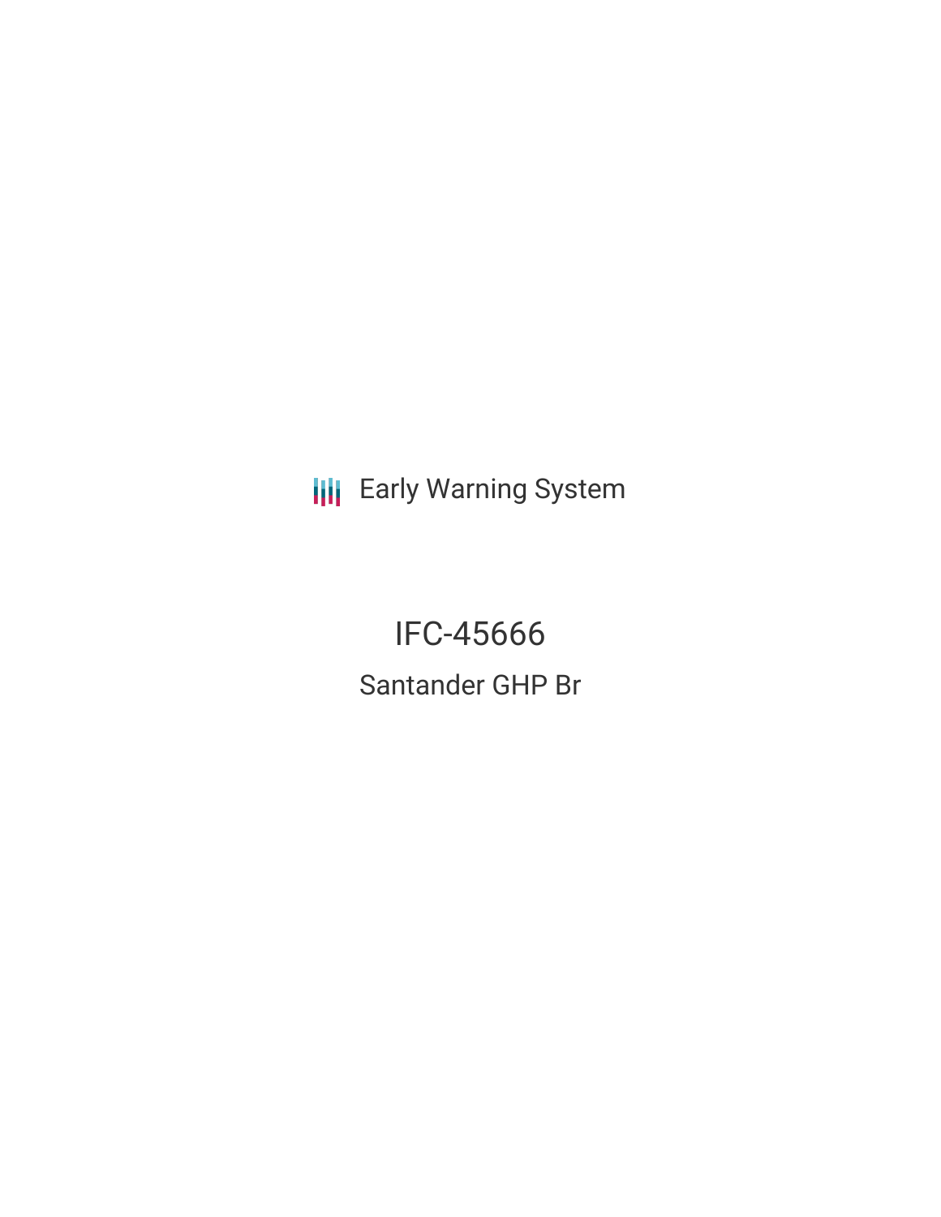Early Warning System

# IFC-45666

## Santander GHP Br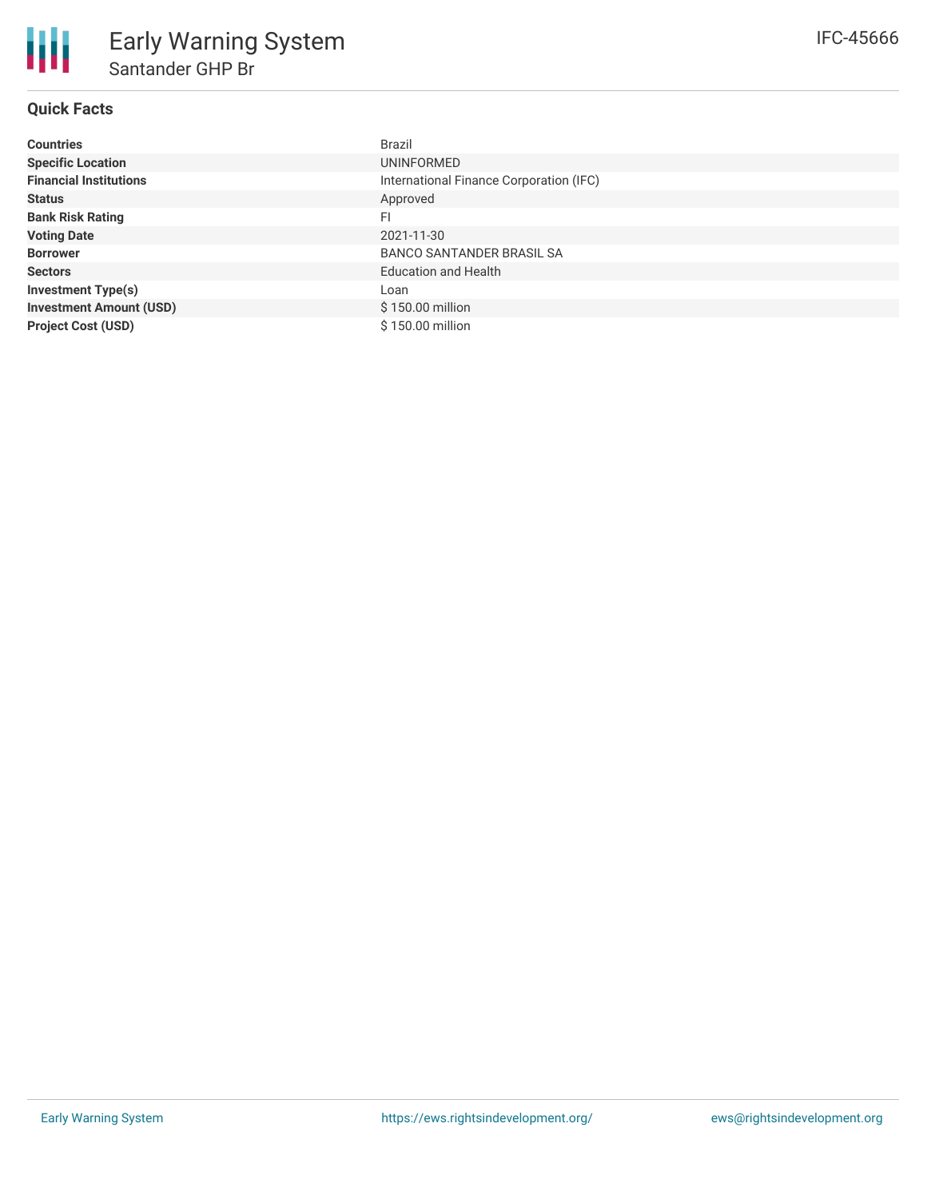# Early Warning System

## Santander GHP Br

IFC-45666

### Quick Facts

| | |
|---|---|
| **Countries** | Brazil |
| **Specific Location** | UNINFORMED |
| **Financial Institutions** | International Finance Corporation (IFC) |
| **Status** | Approved |
| **Bank Risk Rating** | FI |
| **Voting Date** | 2021-11-30 |
| **Borrower** | BANCO SANTANDER BRASIL SA |
| **Sectors** | Education and Health |
| **Investment Type(s)** | Loan |
| **Investment Amount (USD)** | $ 150.00 million |
| **Project Cost (USD)** | $ 150.00 million |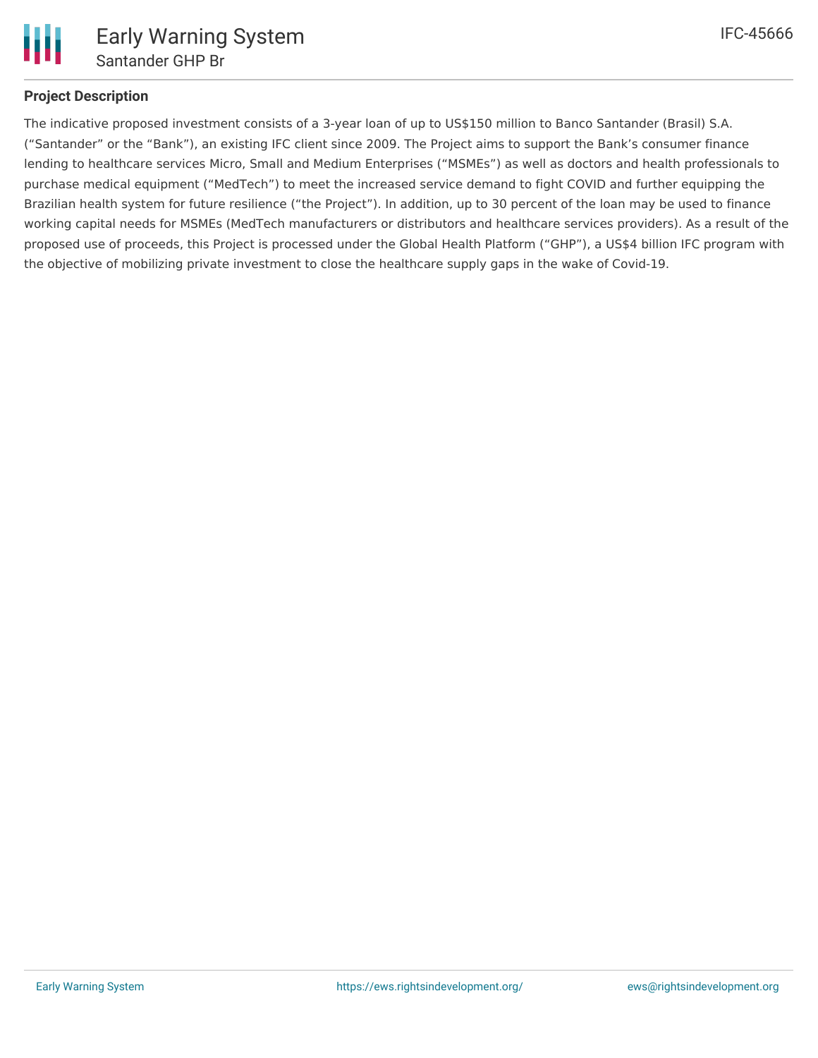## Project Description

The indicative proposed investment consists of a 3-year loan of up to US$150 million to Banco Santander (Brasil) S.A. ("Santander" or the "Bank"), an existing IFC client since 2009. The Project aims to support the Bank's consumer finance lending to healthcare services Micro, Small and Medium Enterprises ("MSMEs") as well as doctors and health professionals to purchase medical equipment ("MedTech") to meet the increased service demand to fight COVID and further equipping the Brazilian health system for future resilience ("the Project"). In addition, up to 30 percent of the loan may be used to finance working capital needs for MSMEs (MedTech manufacturers or distributors and healthcare services providers). As a result of the proposed use of proceeds, this Project is processed under the Global Health Platform ("GHP"), a US$4 billion IFC program with the objective of mobilizing private investment to close the healthcare supply gaps in the wake of Covid-19.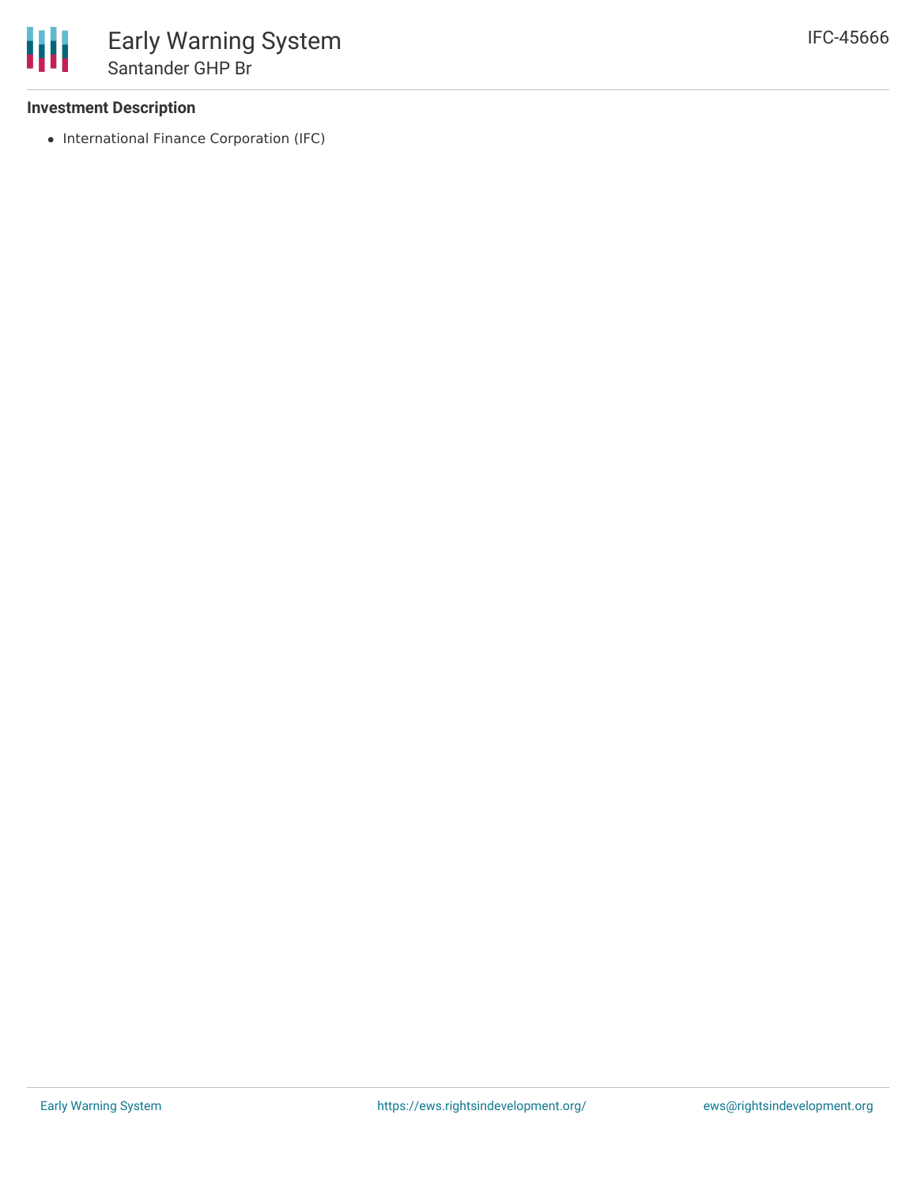### Investment Description

- International Finance Corporation (IFC)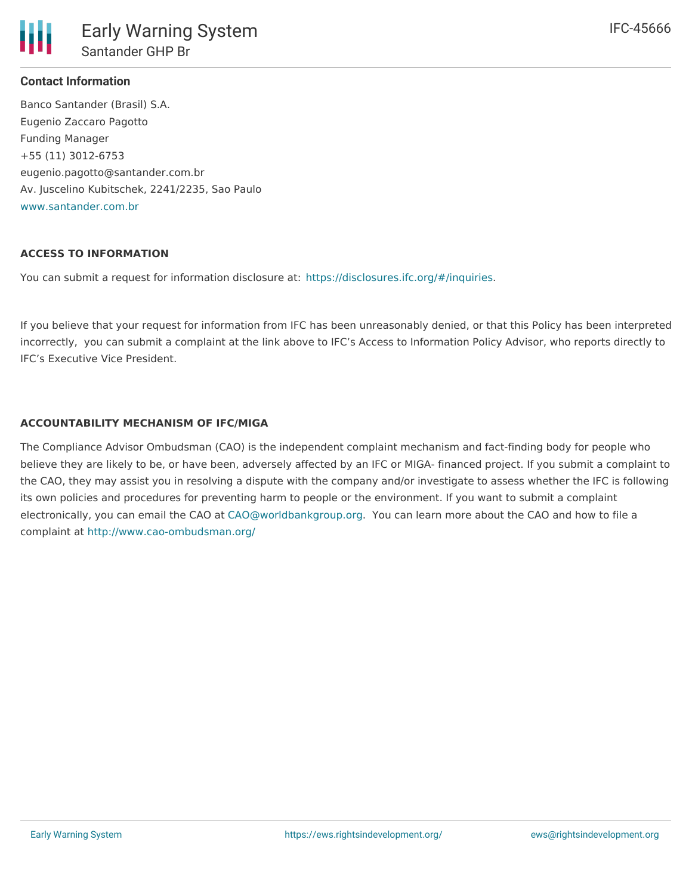### Contact Information

Banco Santander (Brasil) S.A.
Eugenio Zaccaro Pagotto
Funding Manager
+55 (11) 3012-6753
eugenio.pagotto@santander.com.br
Av. Juscelino Kubitschek, 2241/2235, Sao Paulo
www.santander.com.br

#### ACCESS TO INFORMATION

You can submit a request for information disclosure at: https://disclosures.ifc.org/#/inquiries.

If you believe that your request for information from IFC has been unreasonably denied, or that this Policy has been interpreted incorrectly, you can submit a complaint at the link above to IFC's Access to Information Policy Advisor, who reports directly to IFC's Executive Vice President.

#### ACCOUNTABILITY MECHANISM OF IFC/MIGA

The Compliance Advisor Ombudsman (CAO) is the independent complaint mechanism and fact-finding body for people who believe they are likely to be, or have been, adversely affected by an IFC or MIGA- financed project. If you submit a complaint to the CAO, they may assist you in resolving a dispute with the company and/or investigate to assess whether the IFC is following its own policies and procedures for preventing harm to people or the environment. If you want to submit a complaint electronically, you can email the CAO at CAO@worldbankgroup.org. You can learn more about the CAO and how to file a complaint at http://www.cao-ombudsman.org/